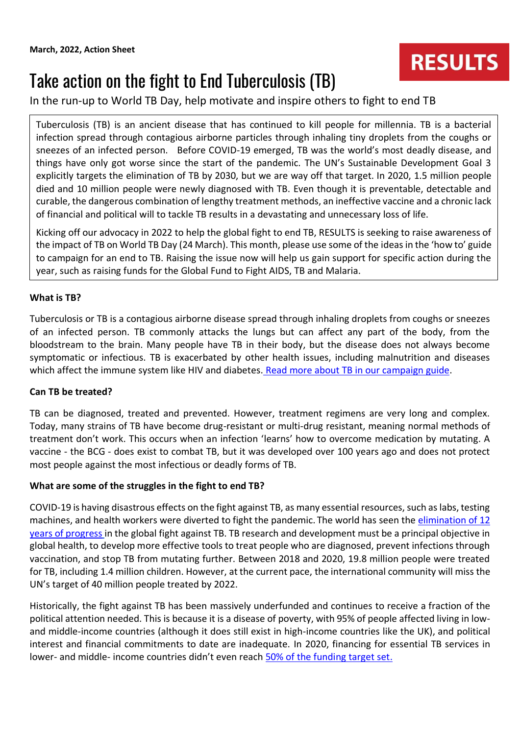**March, 2022, Action Sheet**

RESULTS

# Take action on the fight to End Tuberculosis (TB)

In the run-up to World TB Day, help motivate and inspire others to fight to end TB

Tuberculosis (TB) is an ancient disease that has continued to kill people for millennia. TB is a bacterial infection spread through contagious airborne particles through inhaling tiny droplets from the coughs or sneezes of an infected person. Before COVID-19 emerged, TB was the world's most deadly disease, and things have only got worse since the start of the pandemic. The UN's Sustainable Development Goal 3 explicitly targets the elimination of TB by 2030, but we are way off that target. In 2020, 1.5 million people died and 10 million people were newly diagnosed with TB. Even though it is preventable, detectable and curable, the dangerous combination of lengthy treatment methods, an ineffective vaccine and a chronic lack of financial and political will to tackle TB results in a devastating and unnecessary loss of life.

Kicking off our advocacy in 2022 to help the global fight to end TB, RESULTS is seeking to raise awareness of the impact of TB on World TB Day (24 March). This month, please use some of the ideas in the 'how to' guide to campaign for an end to TB. Raising the issue now will help us gain support for specific action during the year, such as raising funds for the Global Fund to Fight AIDS, TB and Malaria.

**What is TB?**

Tuberculosis or TB is a contagious airborne disease spread through inhaling droplets from coughs or sneezes of an infected person. TB commonly attacks the lungs but can affect any part of the body, from the bloodstream to the brain. Many people have TB in their body, but the disease does not always become symptomatic or infectious. TB is exacerbated by other health issues, including malnutrition and diseases which affect the immune system like HIV and diabetes. Read more about TB in our campaign guide.

**Can TB be treated?**

TB can be diagnosed, treated and prevented. However, treatment regimens are very long and complex. Today, many strains of TB have become drug-resistant or multi-drug resistant, meaning normal methods of treatment don't work. This occurs when an infection 'learns' how to overcome medication by mutating. A vaccine - the BCG - does exist to combat TB, but it was developed over 100 years ago and does not protect most people against the most infectious or deadly forms of TB.

**What are some of the struggles in the fight to end TB?**

COVID-19 is having disastrous effects on the fight against TB, as many essential resources, such as labs, testing machines, and health workers were diverted to fight the pandemic. The world has seen the elimination of 12 years of progress in the global fight against TB. TB research and development must be a principal objective in global health, to develop more effective tools to treat people who are diagnosed, prevent infections through vaccination, and stop TB from mutating further. Between 2018 and 2020, 19.8 million people were treated for TB, including 1.4 million children. However, at the current pace, the international community will miss the UN's target of 40 million people treated by 2022.

Historically, the fight against TB has been massively underfunded and continues to receive a fraction of the political attention needed. This is because it is a disease of poverty, with 95% of people affected living in low- and middle-income countries (although it does still exist in high-income countries like the UK), and political interest and financial commitments to date are inadequate. In 2020, financing for essential TB services in lower- and middle- income countries didn't even reach 50% of the funding target set.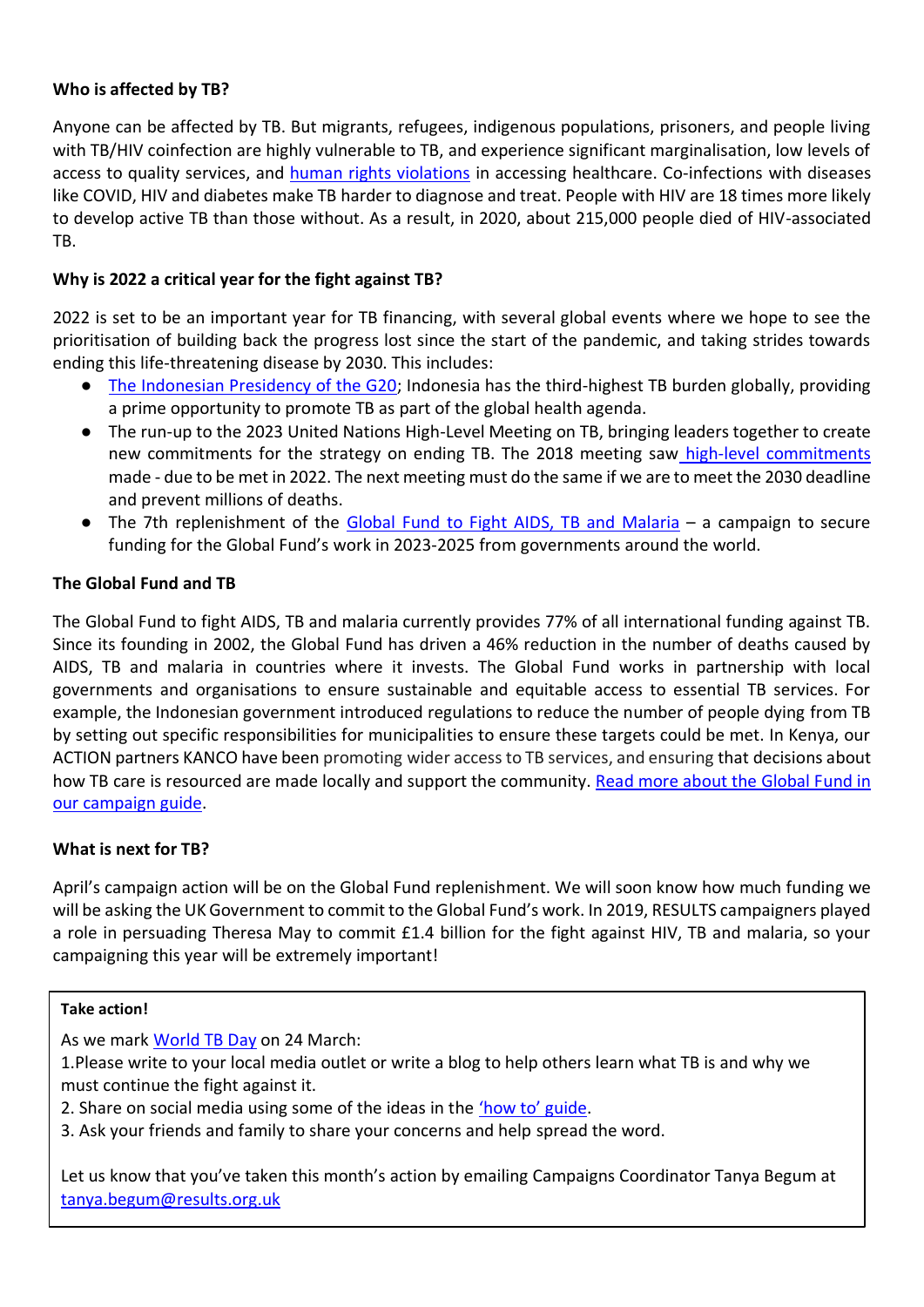**Who is affected by TB?**

Anyone can be affected by TB. But migrants, refugees, indigenous populations, prisoners, and people living with TB/HIV coinfection are highly vulnerable to TB, and experience significant marginalisation, low levels of access to quality services, and human rights violations in accessing healthcare. Co-infections with diseases like COVID, HIV and diabetes make TB harder to diagnose and treat. People with HIV are 18 times more likely to develop active TB than those without. As a result, in 2020, about 215,000 people died of HIV-associated TB.

**Why is 2022 a critical year for the fight against TB?**

2022 is set to be an important year for TB financing, with several global events where we hope to see the prioritisation of building back the progress lost since the start of the pandemic, and taking strides towards ending this life-threatening disease by 2030. This includes:

- The Indonesian Presidency of the G20; Indonesia has the third-highest TB burden globally, providing a prime opportunity to promote TB as part of the global health agenda.
- The run-up to the 2023 United Nations High-Level Meeting on TB, bringing leaders together to create new commitments for the strategy on ending TB. The 2018 meeting saw high-level commitments made - due to be met in 2022. The next meeting must do the same if we are to meet the 2030 deadline and prevent millions of deaths.
- The 7th replenishment of the Global Fund to Fight AIDS, TB and Malaria – a campaign to secure funding for the Global Fund's work in 2023-2025 from governments around the world.

**The Global Fund and TB**

The Global Fund to fight AIDS, TB and malaria currently provides 77% of all international funding against TB. Since its founding in 2002, the Global Fund has driven a 46% reduction in the number of deaths caused by AIDS, TB and malaria in countries where it invests. The Global Fund works in partnership with local governments and organisations to ensure sustainable and equitable access to essential TB services. For example, the Indonesian government introduced regulations to reduce the number of people dying from TB by setting out specific responsibilities for municipalities to ensure these targets could be met. In Kenya, our ACTION partners KANCO have been promoting wider access to TB services, and ensuring that decisions about how TB care is resourced are made locally and support the community. Read more about the Global Fund in our campaign guide.

**What is next for TB?**

April's campaign action will be on the Global Fund replenishment. We will soon know how much funding we will be asking the UK Government to commit to the Global Fund's work. In 2019, RESULTS campaigners played a role in persuading Theresa May to commit £1.4 billion for the fight against HIV, TB and malaria, so your campaigning this year will be extremely important!

**Take action!**

As we mark World TB Day on 24 March:

1. Please write to your local media outlet or write a blog to help others learn what TB is and why we must continue the fight against it.
2. Share on social media using some of the ideas in the 'how to' guide.
3. Ask your friends and family to share your concerns and help spread the word.

Let us know that you've taken this month's action by emailing Campaigns Coordinator Tanya Begum at tanya.begum@results.org.uk